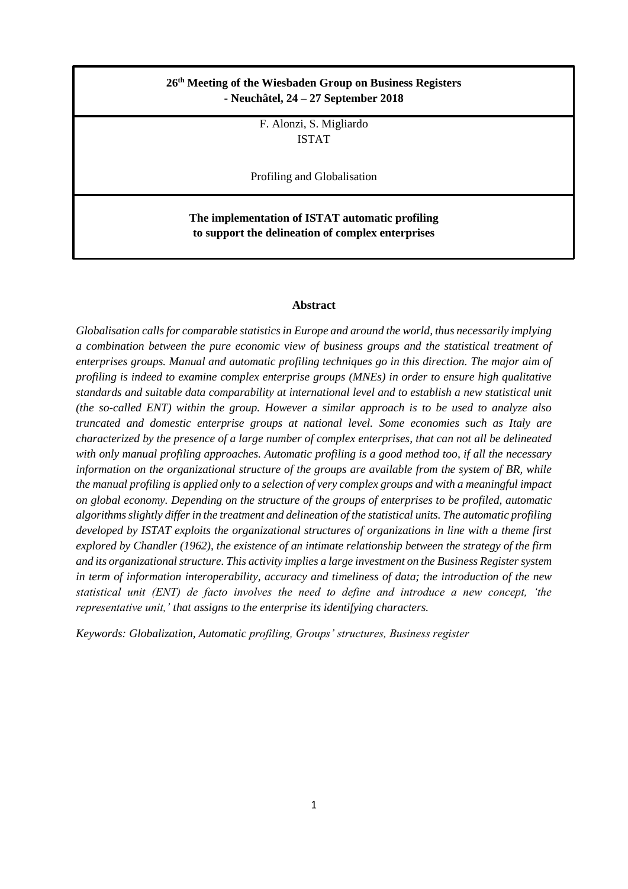**26th Meeting of the Wiesbaden Group on Business Registers - Neuchâtel, 24 – 27 September 2018**

F. Alonzi, S. Migliardo
ISTAT

Profiling and Globalisation

# The implementation of ISTAT automatic profiling to support the delineation of complex enterprises

## Abstract

*Globalisation calls for comparable statistics in Europe and around the world, thus necessarily implying a combination between the pure economic view of business groups and the statistical treatment of enterprises groups. Manual and automatic profiling techniques go in this direction. The major aim of profiling is indeed to examine complex enterprise groups (MNEs) in order to ensure high qualitative standards and suitable data comparability at international level and to establish a new statistical unit (the so-called ENT) within the group. However a similar approach is to be used to analyze also truncated and domestic enterprise groups at national level. Some economies such as Italy are characterized by the presence of a large number of complex enterprises, that can not all be delineated with only manual profiling approaches. Automatic profiling is a good method too, if all the necessary information on the organizational structure of the groups are available from the system of BR, while the manual profiling is applied only to a selection of very complex groups and with a meaningful impact on global economy. Depending on the structure of the groups of enterprises to be profiled, automatic algorithms slightly differ in the treatment and delineation of the statistical units. The automatic profiling developed by ISTAT exploits the organizational structures of organizations in line with a theme first explored by Chandler (1962), the existence of an intimate relationship between the strategy of the firm and its organizational structure. This activity implies a large investment on the Business Register system in term of information interoperability, accuracy and timeliness of data; the introduction of the new statistical unit (ENT) de facto involves the need to define and introduce a new concept, 'the representative unit,' that assigns to the enterprise its identifying characters.*

*Keywords: Globalization, Automatic profiling, Groups' structures, Business register*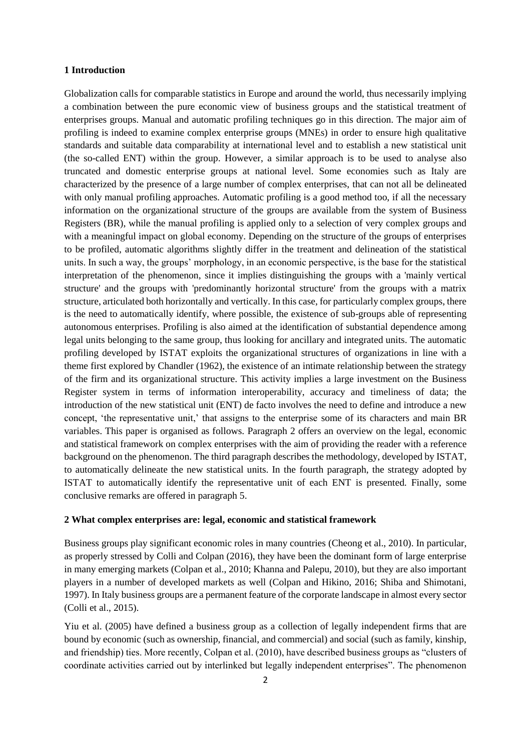## 1 Introduction

Globalization calls for comparable statistics in Europe and around the world, thus necessarily implying a combination between the pure economic view of business groups and the statistical treatment of enterprises groups. Manual and automatic profiling techniques go in this direction. The major aim of profiling is indeed to examine complex enterprise groups (MNEs) in order to ensure high qualitative standards and suitable data comparability at international level and to establish a new statistical unit (the so-called ENT) within the group. However, a similar approach is to be used to analyse also truncated and domestic enterprise groups at national level. Some economies such as Italy are characterized by the presence of a large number of complex enterprises, that can not all be delineated with only manual profiling approaches. Automatic profiling is a good method too, if all the necessary information on the organizational structure of the groups are available from the system of Business Registers (BR), while the manual profiling is applied only to a selection of very complex groups and with a meaningful impact on global economy. Depending on the structure of the groups of enterprises to be profiled, automatic algorithms slightly differ in the treatment and delineation of the statistical units. In such a way, the groups' morphology, in an economic perspective, is the base for the statistical interpretation of the phenomenon, since it implies distinguishing the groups with a 'mainly vertical structure' and the groups with 'predominantly horizontal structure' from the groups with a matrix structure, articulated both horizontally and vertically. In this case, for particularly complex groups, there is the need to automatically identify, where possible, the existence of sub-groups able of representing autonomous enterprises. Profiling is also aimed at the identification of substantial dependence among legal units belonging to the same group, thus looking for ancillary and integrated units. The automatic profiling developed by ISTAT exploits the organizational structures of organizations in line with a theme first explored by Chandler (1962), the existence of an intimate relationship between the strategy of the firm and its organizational structure. This activity implies a large investment on the Business Register system in terms of information interoperability, accuracy and timeliness of data; the introduction of the new statistical unit (ENT) de facto involves the need to define and introduce a new concept, 'the representative unit,' that assigns to the enterprise some of its characters and main BR variables. This paper is organised as follows. Paragraph 2 offers an overview on the legal, economic and statistical framework on complex enterprises with the aim of providing the reader with a reference background on the phenomenon. The third paragraph describes the methodology, developed by ISTAT, to automatically delineate the new statistical units. In the fourth paragraph, the strategy adopted by ISTAT to automatically identify the representative unit of each ENT is presented. Finally, some conclusive remarks are offered in paragraph 5.

## 2 What complex enterprises are: legal, economic and statistical framework

Business groups play significant economic roles in many countries (Cheong et al., 2010). In particular, as properly stressed by Colli and Colpan (2016), they have been the dominant form of large enterprise in many emerging markets (Colpan et al., 2010; Khanna and Palepu, 2010), but they are also important players in a number of developed markets as well (Colpan and Hikino, 2016; Shiba and Shimotani, 1997). In Italy business groups are a permanent feature of the corporate landscape in almost every sector (Colli et al., 2015).

Yiu et al. (2005) have defined a business group as a collection of legally independent firms that are bound by economic (such as ownership, financial, and commercial) and social (such as family, kinship, and friendship) ties. More recently, Colpan et al. (2010), have described business groups as "clusters of coordinate activities carried out by interlinked but legally independent enterprises". The phenomenon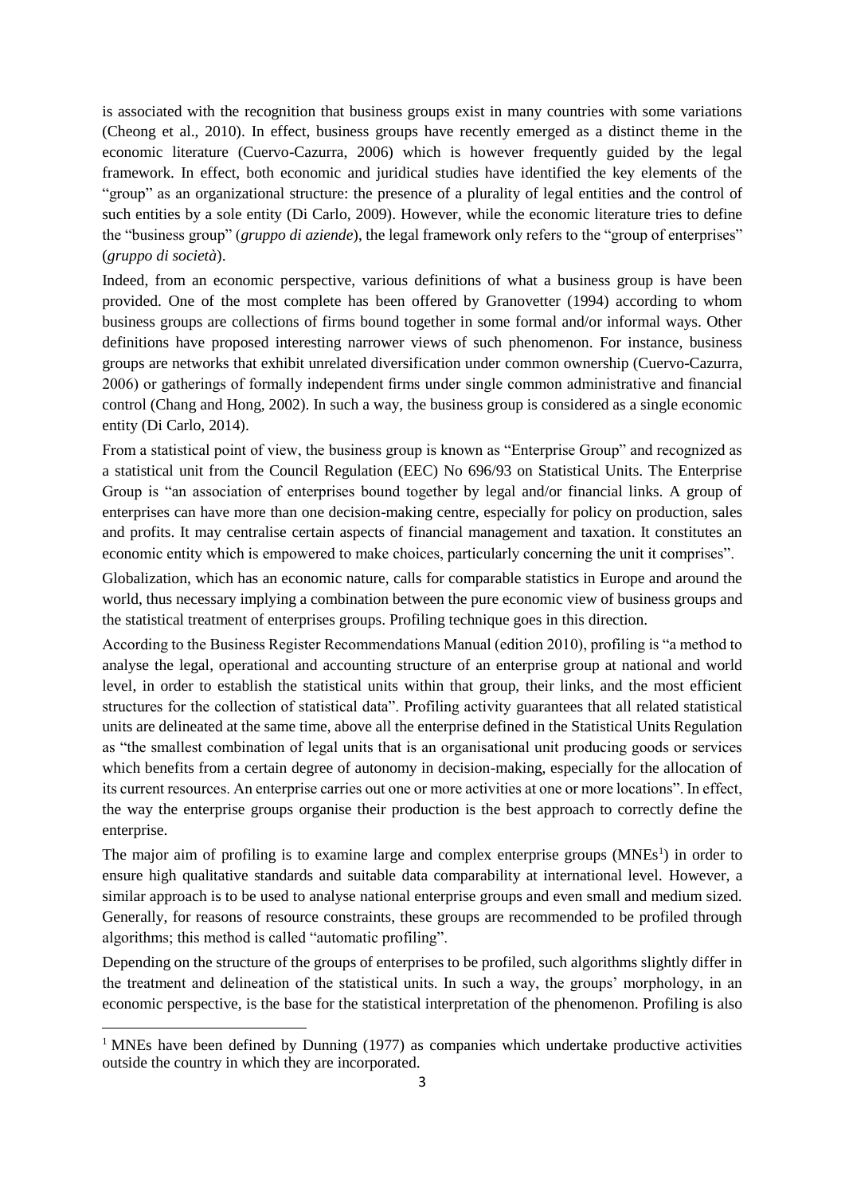is associated with the recognition that business groups exist in many countries with some variations (Cheong et al., 2010). In effect, business groups have recently emerged as a distinct theme in the economic literature (Cuervo-Cazurra, 2006) which is however frequently guided by the legal framework. In effect, both economic and juridical studies have identified the key elements of the "group" as an organizational structure: the presence of a plurality of legal entities and the control of such entities by a sole entity (Di Carlo, 2009). However, while the economic literature tries to define the "business group" (*gruppo di aziende*), the legal framework only refers to the "group of enterprises" (*gruppo di società*).

Indeed, from an economic perspective, various definitions of what a business group is have been provided. One of the most complete has been offered by Granovetter (1994) according to whom business groups are collections of firms bound together in some formal and/or informal ways. Other definitions have proposed interesting narrower views of such phenomenon. For instance, business groups are networks that exhibit unrelated diversification under common ownership (Cuervo-Cazurra, 2006) or gatherings of formally independent firms under single common administrative and financial control (Chang and Hong, 2002). In such a way, the business group is considered as a single economic entity (Di Carlo, 2014).

From a statistical point of view, the business group is known as "Enterprise Group" and recognized as a statistical unit from the Council Regulation (EEC) No 696/93 on Statistical Units. The Enterprise Group is "an association of enterprises bound together by legal and/or financial links. A group of enterprises can have more than one decision-making centre, especially for policy on production, sales and profits. It may centralise certain aspects of financial management and taxation. It constitutes an economic entity which is empowered to make choices, particularly concerning the unit it comprises".

Globalization, which has an economic nature, calls for comparable statistics in Europe and around the world, thus necessary implying a combination between the pure economic view of business groups and the statistical treatment of enterprises groups. Profiling technique goes in this direction.

According to the Business Register Recommendations Manual (edition 2010), profiling is "a method to analyse the legal, operational and accounting structure of an enterprise group at national and world level, in order to establish the statistical units within that group, their links, and the most efficient structures for the collection of statistical data". Profiling activity guarantees that all related statistical units are delineated at the same time, above all the enterprise defined in the Statistical Units Regulation as "the smallest combination of legal units that is an organisational unit producing goods or services which benefits from a certain degree of autonomy in decision-making, especially for the allocation of its current resources. An enterprise carries out one or more activities at one or more locations". In effect, the way the enterprise groups organise their production is the best approach to correctly define the enterprise.

The major aim of profiling is to examine large and complex enterprise groups (MNEs[1]) in order to ensure high qualitative standards and suitable data comparability at international level. However, a similar approach is to be used to analyse national enterprise groups and even small and medium sized. Generally, for reasons of resource constraints, these groups are recommended to be profiled through algorithms; this method is called "automatic profiling".

Depending on the structure of the groups of enterprises to be profiled, such algorithms slightly differ in the treatment and delineation of the statistical units. In such a way, the groups' morphology, in an economic perspective, is the base for the statistical interpretation of the phenomenon. Profiling is also

[1] MNEs have been defined by Dunning (1977) as companies which undertake productive activities outside the country in which they are incorporated.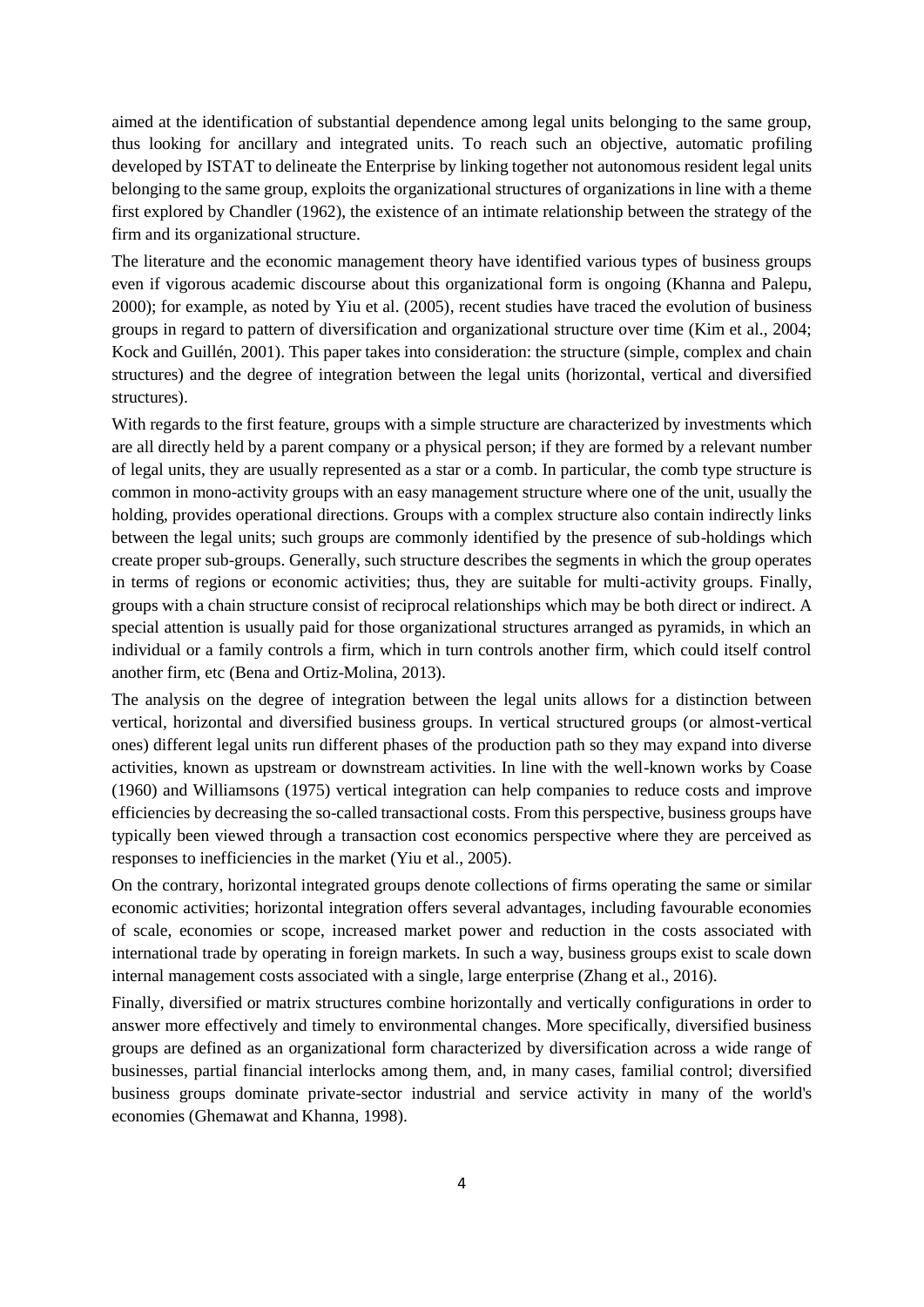aimed at the identification of substantial dependence among legal units belonging to the same group, thus looking for ancillary and integrated units. To reach such an objective, automatic profiling developed by ISTAT to delineate the Enterprise by linking together not autonomous resident legal units belonging to the same group, exploits the organizational structures of organizations in line with a theme first explored by Chandler (1962), the existence of an intimate relationship between the strategy of the firm and its organizational structure.

The literature and the economic management theory have identified various types of business groups even if vigorous academic discourse about this organizational form is ongoing (Khanna and Palepu, 2000); for example, as noted by Yiu et al. (2005), recent studies have traced the evolution of business groups in regard to pattern of diversification and organizational structure over time (Kim et al., 2004; Kock and Guillén, 2001). This paper takes into consideration: the structure (simple, complex and chain structures) and the degree of integration between the legal units (horizontal, vertical and diversified structures).

With regards to the first feature, groups with a simple structure are characterized by investments which are all directly held by a parent company or a physical person; if they are formed by a relevant number of legal units, they are usually represented as a star or a comb. In particular, the comb type structure is common in mono-activity groups with an easy management structure where one of the unit, usually the holding, provides operational directions. Groups with a complex structure also contain indirectly links between the legal units; such groups are commonly identified by the presence of sub-holdings which create proper sub-groups. Generally, such structure describes the segments in which the group operates in terms of regions or economic activities; thus, they are suitable for multi-activity groups. Finally, groups with a chain structure consist of reciprocal relationships which may be both direct or indirect. A special attention is usually paid for those organizational structures arranged as pyramids, in which an individual or a family controls a firm, which in turn controls another firm, which could itself control another firm, etc (Bena and Ortiz-Molina, 2013).

The analysis on the degree of integration between the legal units allows for a distinction between vertical, horizontal and diversified business groups. In vertical structured groups (or almost-vertical ones) different legal units run different phases of the production path so they may expand into diverse activities, known as upstream or downstream activities. In line with the well-known works by Coase (1960) and Williamsons (1975) vertical integration can help companies to reduce costs and improve efficiencies by decreasing the so-called transactional costs. From this perspective, business groups have typically been viewed through a transaction cost economics perspective where they are perceived as responses to inefficiencies in the market (Yiu et al., 2005).

On the contrary, horizontal integrated groups denote collections of firms operating the same or similar economic activities; horizontal integration offers several advantages, including favourable economies of scale, economies or scope, increased market power and reduction in the costs associated with international trade by operating in foreign markets. In such a way, business groups exist to scale down internal management costs associated with a single, large enterprise (Zhang et al., 2016).

Finally, diversified or matrix structures combine horizontally and vertically configurations in order to answer more effectively and timely to environmental changes. More specifically, diversified business groups are defined as an organizational form characterized by diversification across a wide range of businesses, partial financial interlocks among them, and, in many cases, familial control; diversified business groups dominate private-sector industrial and service activity in many of the world's economies (Ghemawat and Khanna, 1998).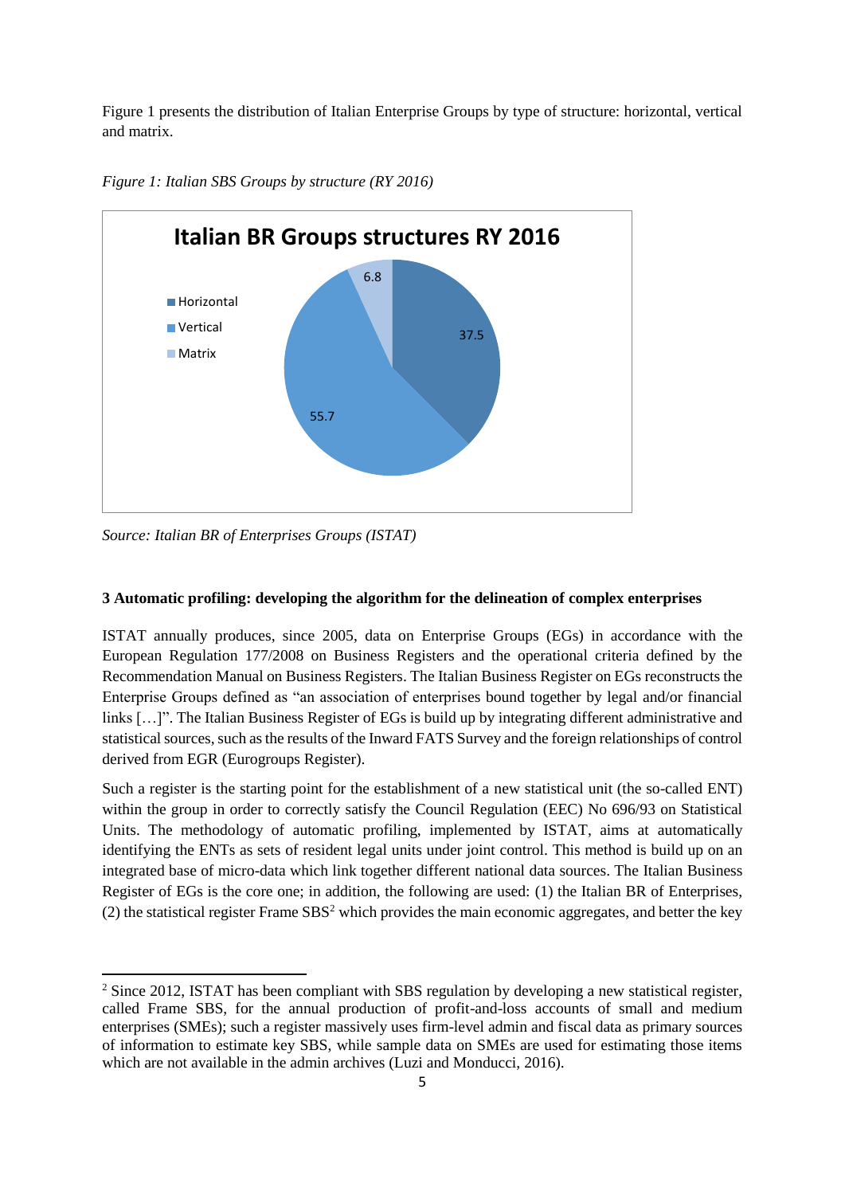Figure 1 presents the distribution of Italian Enterprise Groups by type of structure: horizontal, vertical and matrix.

*Figure 1: Italian SBS Groups by structure (RY 2016)*

*Source: Italian BR of Enterprises Groups (ISTAT)*

### 3 Automatic profiling: developing the algorithm for the delineation of complex enterprises

ISTAT annually produces, since 2005, data on Enterprise Groups (EGs) in accordance with the European Regulation 177/2008 on Business Registers and the operational criteria defined by the Recommendation Manual on Business Registers. The Italian Business Register on EGs reconstructs the Enterprise Groups defined as "an association of enterprises bound together by legal and/or financial links […]". The Italian Business Register of EGs is build up by integrating different administrative and statistical sources, such as the results of the Inward FATS Survey and the foreign relationships of control derived from EGR (Eurogroups Register).

Such a register is the starting point for the establishment of a new statistical unit (the so-called ENT) within the group in order to correctly satisfy the Council Regulation (EEC) No 696/93 on Statistical Units. The methodology of automatic profiling, implemented by ISTAT, aims at automatically identifying the ENTs as sets of resident legal units under joint control. This method is build up on an integrated base of micro-data which link together different national data sources. The Italian Business Register of EGs is the core one; in addition, the following are used: (1) the Italian BR of Enterprises, (2) the statistical register Frame SBS[2] which provides the main economic aggregates, and better the key

[2] Since 2012, ISTAT has been compliant with SBS regulation by developing a new statistical register, called Frame SBS, for the annual production of profit-and-loss accounts of small and medium enterprises (SMEs); such a register massively uses firm-level admin and fiscal data as primary sources of information to estimate key SBS, while sample data on SMEs are used for estimating those items which are not available in the admin archives (Luzi and Monducci, 2016).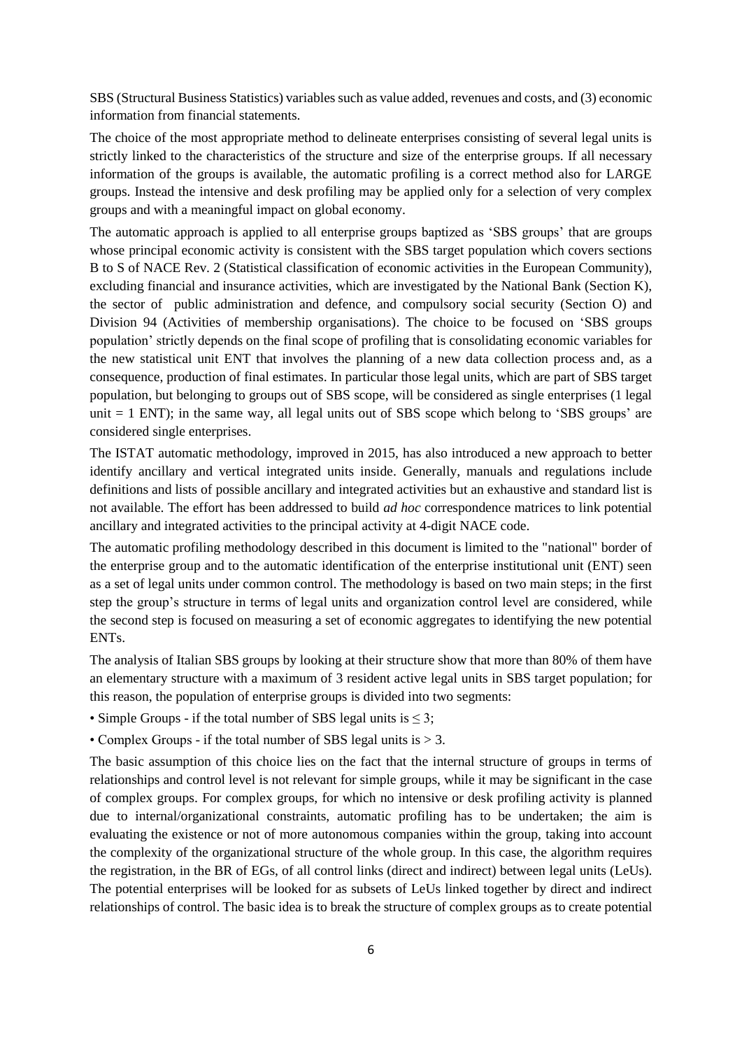SBS (Structural Business Statistics) variables such as value added, revenues and costs, and (3) economic information from financial statements.

The choice of the most appropriate method to delineate enterprises consisting of several legal units is strictly linked to the characteristics of the structure and size of the enterprise groups. If all necessary information of the groups is available, the automatic profiling is a correct method also for LARGE groups. Instead the intensive and desk profiling may be applied only for a selection of very complex groups and with a meaningful impact on global economy.

The automatic approach is applied to all enterprise groups baptized as 'SBS groups' that are groups whose principal economic activity is consistent with the SBS target population which covers sections B to S of NACE Rev. 2 (Statistical classification of economic activities in the European Community), excluding financial and insurance activities, which are investigated by the National Bank (Section K), the sector of public administration and defence, and compulsory social security (Section O) and Division 94 (Activities of membership organisations). The choice to be focused on 'SBS groups population' strictly depends on the final scope of profiling that is consolidating economic variables for the new statistical unit ENT that involves the planning of a new data collection process and, as a consequence, production of final estimates. In particular those legal units, which are part of SBS target population, but belonging to groups out of SBS scope, will be considered as single enterprises (1 legal unit = 1 ENT); in the same way, all legal units out of SBS scope which belong to 'SBS groups' are considered single enterprises.

The ISTAT automatic methodology, improved in 2015, has also introduced a new approach to better identify ancillary and vertical integrated units inside. Generally, manuals and regulations include definitions and lists of possible ancillary and integrated activities but an exhaustive and standard list is not available. The effort has been addressed to build *ad hoc* correspondence matrices to link potential ancillary and integrated activities to the principal activity at 4-digit NACE code.

The automatic profiling methodology described in this document is limited to the "national" border of the enterprise group and to the automatic identification of the enterprise institutional unit (ENT) seen as a set of legal units under common control. The methodology is based on two main steps; in the first step the group's structure in terms of legal units and organization control level are considered, while the second step is focused on measuring a set of economic aggregates to identifying the new potential ENTs.

The analysis of Italian SBS groups by looking at their structure show that more than 80% of them have an elementary structure with a maximum of 3 resident active legal units in SBS target population; for this reason, the population of enterprise groups is divided into two segments:

- Simple Groups - if the total number of SBS legal units is $\leq 3$;
- Complex Groups - if the total number of SBS legal units is $> 3$.

The basic assumption of this choice lies on the fact that the internal structure of groups in terms of relationships and control level is not relevant for simple groups, while it may be significant in the case of complex groups. For complex groups, for which no intensive or desk profiling activity is planned due to internal/organizational constraints, automatic profiling has to be undertaken; the aim is evaluating the existence or not of more autonomous companies within the group, taking into account the complexity of the organizational structure of the whole group. In this case, the algorithm requires the registration, in the BR of EGs, of all control links (direct and indirect) between legal units (LeUs). The potential enterprises will be looked for as subsets of LeUs linked together by direct and indirect relationships of control. The basic idea is to break the structure of complex groups as to create potential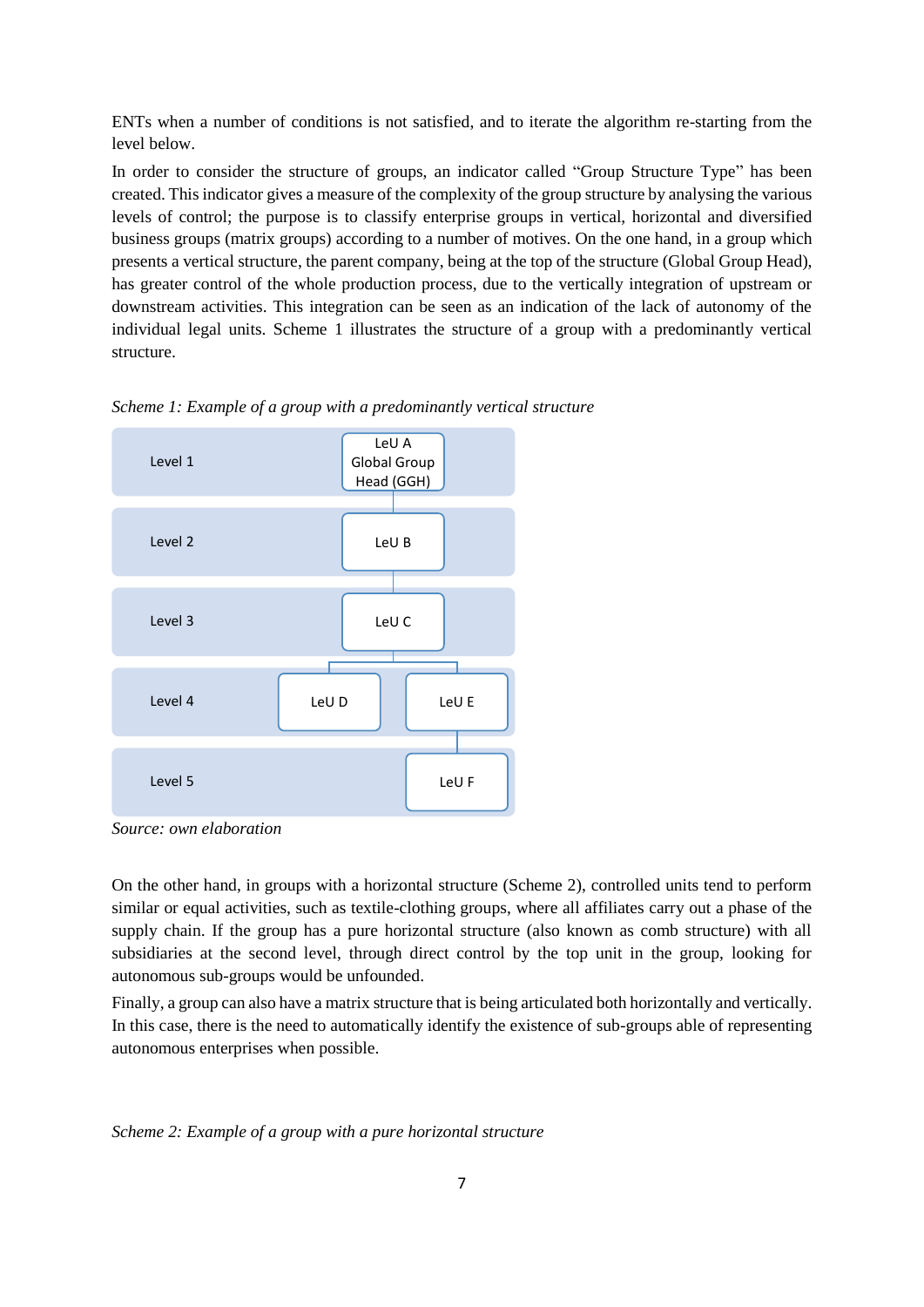ENTs when a number of conditions is not satisfied, and to iterate the algorithm re-starting from the level below.

In order to consider the structure of groups, an indicator called "Group Structure Type" has been created. This indicator gives a measure of the complexity of the group structure by analysing the various levels of control; the purpose is to classify enterprise groups in vertical, horizontal and diversified business groups (matrix groups) according to a number of motives. On the one hand, in a group which presents a vertical structure, the parent company, being at the top of the structure (Global Group Head), has greater control of the whole production process, due to the vertically integration of upstream or downstream activities. This integration can be seen as an indication of the lack of autonomy of the individual legal units. Scheme 1 illustrates the structure of a group with a predominantly vertical structure.

*Scheme 1: Example of a group with a predominantly vertical structure*

| Level | Legal units |
|---|---|
| Level 1 | LeU A Global Group Head (GGH) |
| Level 2 | LeU B |
| Level 3 | LeU C |
| Level 4 | LeU D, LeU E |
| Level 5 | LeU F |

*Source: own elaboration*

On the other hand, in groups with a horizontal structure (Scheme 2), controlled units tend to perform similar or equal activities, such as textile-clothing groups, where all affiliates carry out a phase of the supply chain. If the group has a pure horizontal structure (also known as comb structure) with all subsidiaries at the second level, through direct control by the top unit in the group, looking for autonomous sub-groups would be unfounded.

Finally, a group can also have a matrix structure that is being articulated both horizontally and vertically. In this case, there is the need to automatically identify the existence of sub-groups able of representing autonomous enterprises when possible.

*Scheme 2: Example of a group with a pure horizontal structure*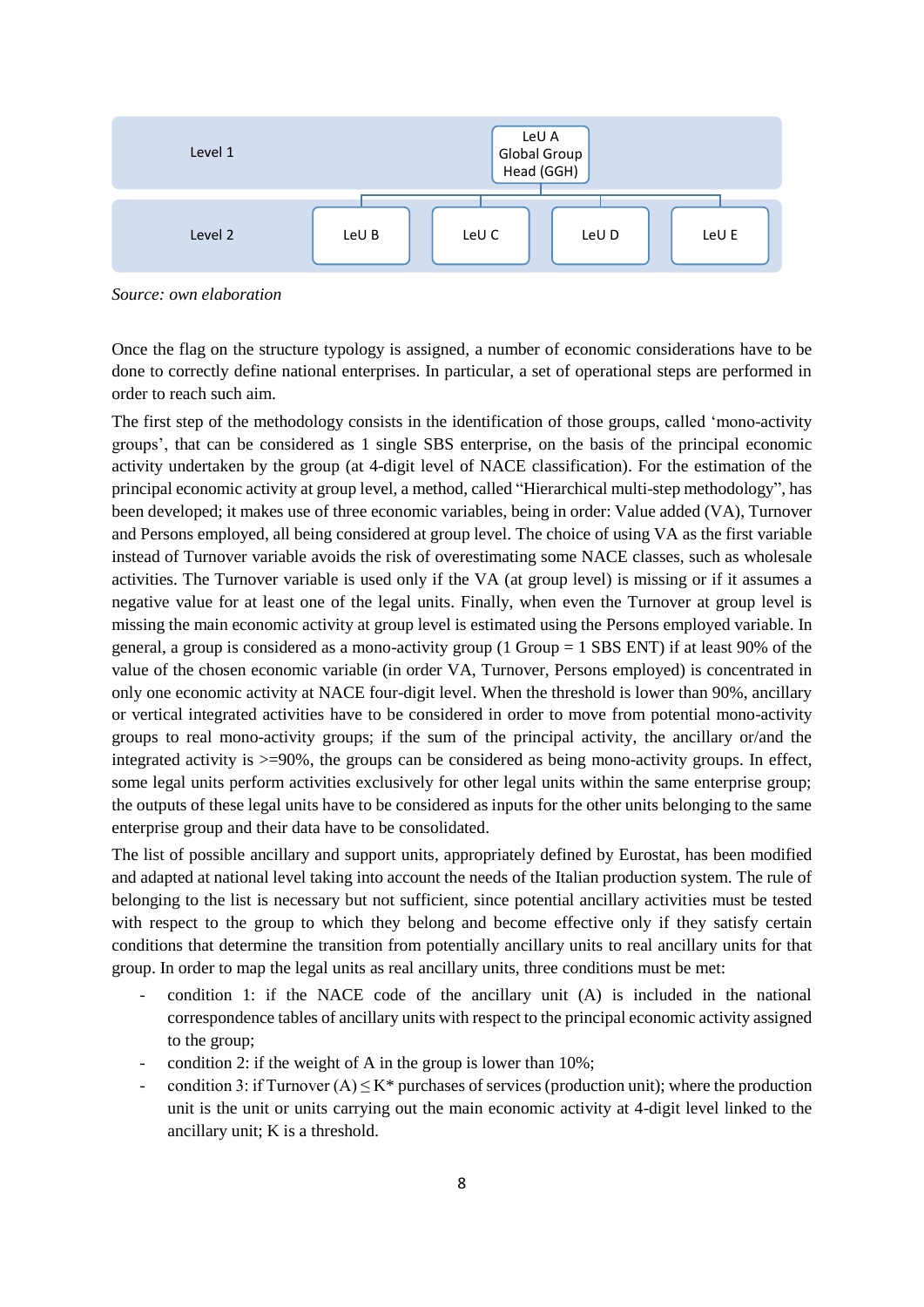| Level 1 | LeU A Global Group Head (GGH) | | | |
|---|---|---|---|---|
| Level 2 | LeU B | LeU C | LeU D | LeU E |

*Source: own elaboration*

Once the flag on the structure typology is assigned, a number of economic considerations have to be done to correctly define national enterprises. In particular, a set of operational steps are performed in order to reach such aim.

The first step of the methodology consists in the identification of those groups, called 'mono-activity groups', that can be considered as 1 single SBS enterprise, on the basis of the principal economic activity undertaken by the group (at 4-digit level of NACE classification). For the estimation of the principal economic activity at group level, a method, called "Hierarchical multi-step methodology", has been developed; it makes use of three economic variables, being in order: Value added (VA), Turnover and Persons employed, all being considered at group level. The choice of using VA as the first variable instead of Turnover variable avoids the risk of overestimating some NACE classes, such as wholesale activities. The Turnover variable is used only if the VA (at group level) is missing or if it assumes a negative value for at least one of the legal units. Finally, when even the Turnover at group level is missing the main economic activity at group level is estimated using the Persons employed variable. In general, a group is considered as a mono-activity group (1 Group = 1 SBS ENT) if at least 90% of the value of the chosen economic variable (in order VA, Turnover, Persons employed) is concentrated in only one economic activity at NACE four-digit level. When the threshold is lower than 90%, ancillary or vertical integrated activities have to be considered in order to move from potential mono-activity groups to real mono-activity groups; if the sum of the principal activity, the ancillary or/and the integrated activity is >=90%, the groups can be considered as being mono-activity groups. In effect, some legal units perform activities exclusively for other legal units within the same enterprise group; the outputs of these legal units have to be considered as inputs for the other units belonging to the same enterprise group and their data have to be consolidated.

The list of possible ancillary and support units, appropriately defined by Eurostat, has been modified and adapted at national level taking into account the needs of the Italian production system. The rule of belonging to the list is necessary but not sufficient, since potential ancillary activities must be tested with respect to the group to which they belong and become effective only if they satisfy certain conditions that determine the transition from potentially ancillary units to real ancillary units for that group. In order to map the legal units as real ancillary units, three conditions must be met:

- condition 1: if the NACE code of the ancillary unit (A) is included in the national correspondence tables of ancillary units with respect to the principal economic activity assigned to the group;
- condition 2: if the weight of A in the group is lower than 10%;
- condition 3: if Turnover (A) $\leq$ K* purchases of services (production unit); where the production unit is the unit or units carrying out the main economic activity at 4-digit level linked to the ancillary unit; K is a threshold.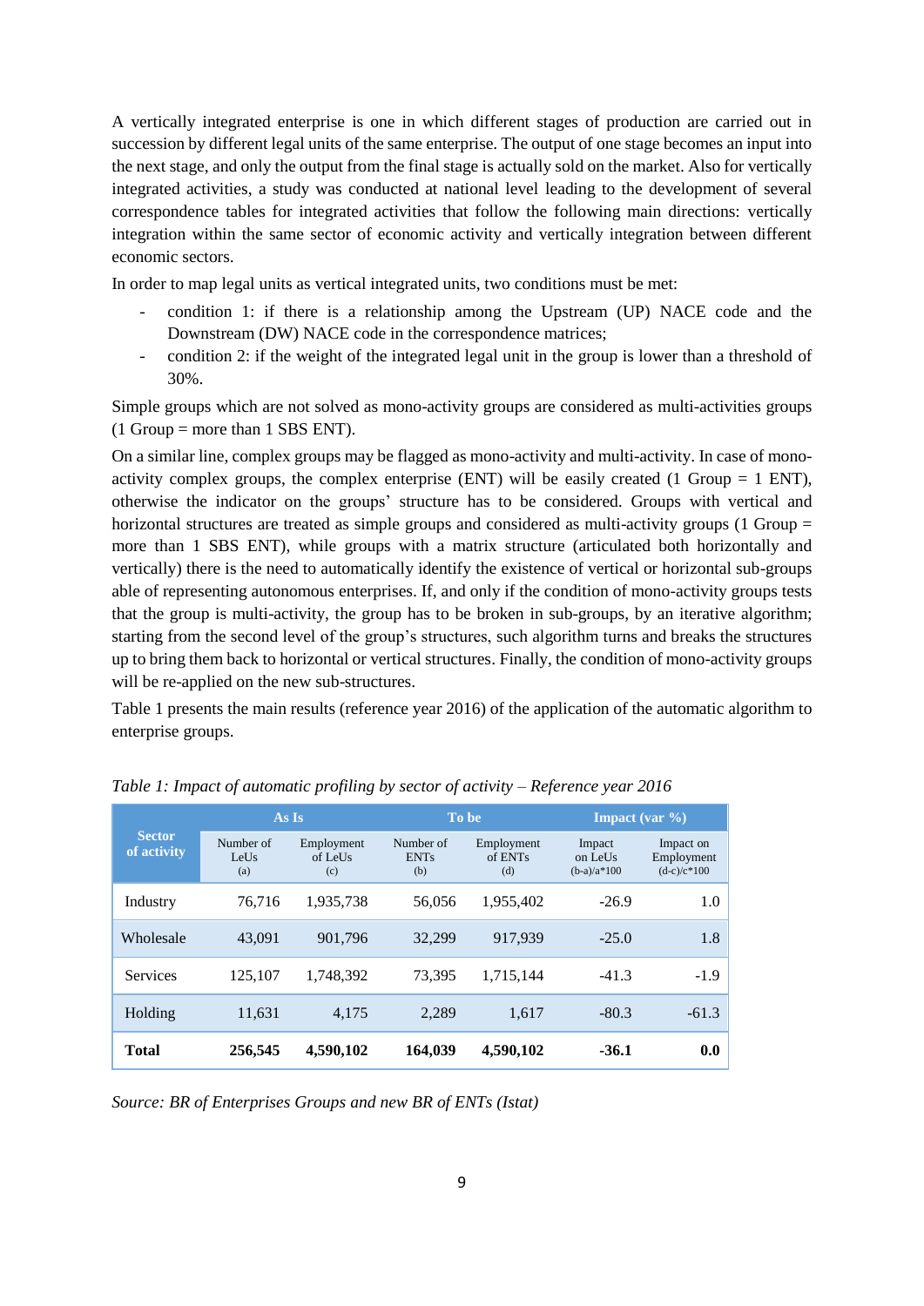A vertically integrated enterprise is one in which different stages of production are carried out in succession by different legal units of the same enterprise. The output of one stage becomes an input into the next stage, and only the output from the final stage is actually sold on the market. Also for vertically integrated activities, a study was conducted at national level leading to the development of several correspondence tables for integrated activities that follow the following main directions: vertically integration within the same sector of economic activity and vertically integration between different economic sectors.

In order to map legal units as vertical integrated units, two conditions must be met:

- condition 1: if there is a relationship among the Upstream (UP) NACE code and the Downstream (DW) NACE code in the correspondence matrices;
- condition 2: if the weight of the integrated legal unit in the group is lower than a threshold of 30%.

Simple groups which are not solved as mono-activity groups are considered as multi-activities groups (1 Group = more than 1 SBS ENT).

On a similar line, complex groups may be flagged as mono-activity and multi-activity. In case of mono-activity complex groups, the complex enterprise (ENT) will be easily created (1 Group = 1 ENT), otherwise the indicator on the groups' structure has to be considered. Groups with vertical and horizontal structures are treated as simple groups and considered as multi-activity groups (1 Group = more than 1 SBS ENT), while groups with a matrix structure (articulated both horizontally and vertically) there is the need to automatically identify the existence of vertical or horizontal sub-groups able of representing autonomous enterprises. If, and only if the condition of mono-activity groups tests that the group is multi-activity, the group has to be broken in sub-groups, by an iterative algorithm; starting from the second level of the group's structures, such algorithm turns and breaks the structures up to bring them back to horizontal or vertical structures. Finally, the condition of mono-activity groups will be re-applied on the new sub-structures.

Table 1 presents the main results (reference year 2016) of the application of the automatic algorithm to enterprise groups.

*Table 1: Impact of automatic profiling by sector of activity – Reference year 2016*

| Sector of activity | As Is | | To be | | Impact (var %) | |
|---|---|---|---|---|---|---|
| | Number of LeUs (a) | Employment of LeUs (c) | Number of ENTs (b) | Employment of ENTs (d) | Impact on LeUs (b-a)/a*100 | Impact on Employment (d-c)/c*100 |
| Industry | 76,716 | 1,935,738 | 56,056 | 1,955,402 | -26.9 | 1.0 |
| Wholesale | 43,091 | 901,796 | 32,299 | 917,939 | -25.0 | 1.8 |
| Services | 125,107 | 1,748,392 | 73,395 | 1,715,144 | -41.3 | -1.9 |
| Holding | 11,631 | 4,175 | 2,289 | 1,617 | -80.3 | -61.3 |
| **Total** | **256,545** | **4,590,102** | **164,039** | **4,590,102** | **-36.1** | **0.0** |

*Source: BR of Enterprises Groups and new BR of ENTs (Istat)*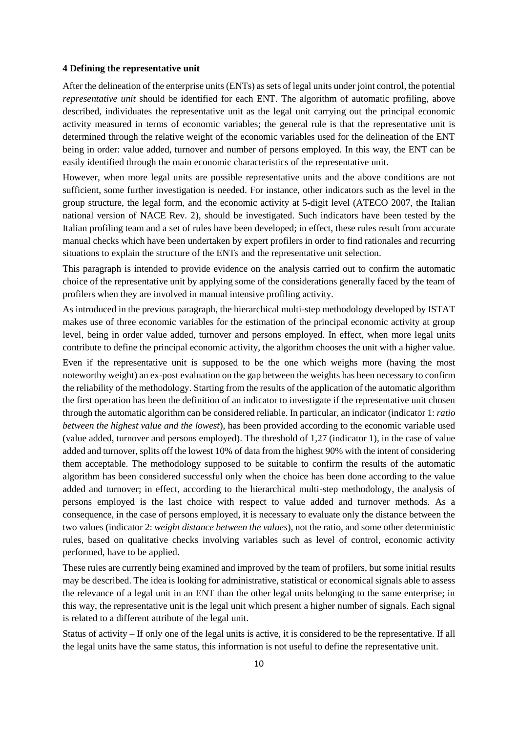## 4 Defining the representative unit

After the delineation of the enterprise units (ENTs) as sets of legal units under joint control, the potential *representative unit* should be identified for each ENT. The algorithm of automatic profiling, above described, individuates the representative unit as the legal unit carrying out the principal economic activity measured in terms of economic variables; the general rule is that the representative unit is determined through the relative weight of the economic variables used for the delineation of the ENT being in order: value added, turnover and number of persons employed. In this way, the ENT can be easily identified through the main economic characteristics of the representative unit.

However, when more legal units are possible representative units and the above conditions are not sufficient, some further investigation is needed. For instance, other indicators such as the level in the group structure, the legal form, and the economic activity at 5-digit level (ATECO 2007, the Italian national version of NACE Rev. 2), should be investigated. Such indicators have been tested by the Italian profiling team and a set of rules have been developed; in effect, these rules result from accurate manual checks which have been undertaken by expert profilers in order to find rationales and recurring situations to explain the structure of the ENTs and the representative unit selection.

This paragraph is intended to provide evidence on the analysis carried out to confirm the automatic choice of the representative unit by applying some of the considerations generally faced by the team of profilers when they are involved in manual intensive profiling activity.

As introduced in the previous paragraph, the hierarchical multi-step methodology developed by ISTAT makes use of three economic variables for the estimation of the principal economic activity at group level, being in order value added, turnover and persons employed. In effect, when more legal units contribute to define the principal economic activity, the algorithm chooses the unit with a higher value.

Even if the representative unit is supposed to be the one which weighs more (having the most noteworthy weight) an ex-post evaluation on the gap between the weights has been necessary to confirm the reliability of the methodology. Starting from the results of the application of the automatic algorithm the first operation has been the definition of an indicator to investigate if the representative unit chosen through the automatic algorithm can be considered reliable. In particular, an indicator (indicator 1: *ratio between the highest value and the lowest*), has been provided according to the economic variable used (value added, turnover and persons employed). The threshold of 1,27 (indicator 1), in the case of value added and turnover, splits off the lowest 10% of data from the highest 90% with the intent of considering them acceptable. The methodology supposed to be suitable to confirm the results of the automatic algorithm has been considered successful only when the choice has been done according to the value added and turnover; in effect, according to the hierarchical multi-step methodology, the analysis of persons employed is the last choice with respect to value added and turnover methods. As a consequence, in the case of persons employed, it is necessary to evaluate only the distance between the two values (indicator 2: *weight distance between the values*), not the ratio, and some other deterministic rules, based on qualitative checks involving variables such as level of control, economic activity performed, have to be applied.

These rules are currently being examined and improved by the team of profilers, but some initial results may be described. The idea is looking for administrative, statistical or economical signals able to assess the relevance of a legal unit in an ENT than the other legal units belonging to the same enterprise; in this way, the representative unit is the legal unit which present a higher number of signals. Each signal is related to a different attribute of the legal unit.

Status of activity – If only one of the legal units is active, it is considered to be the representative. If all the legal units have the same status, this information is not useful to define the representative unit.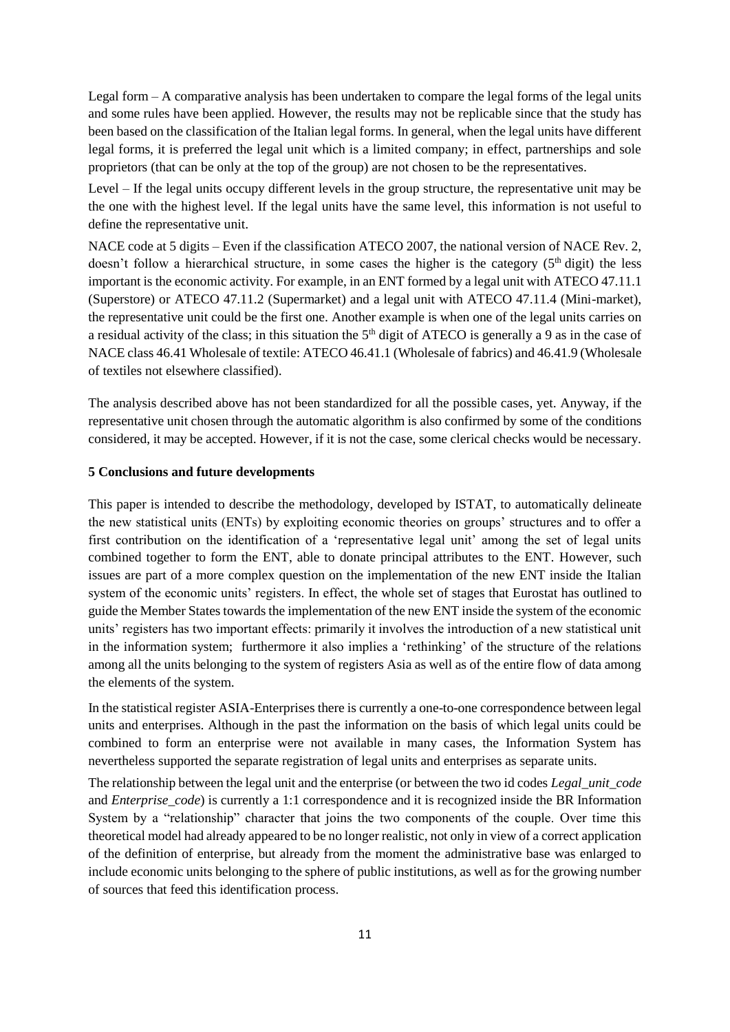Legal form – A comparative analysis has been undertaken to compare the legal forms of the legal units and some rules have been applied. However, the results may not be replicable since that the study has been based on the classification of the Italian legal forms. In general, when the legal units have different legal forms, it is preferred the legal unit which is a limited company; in effect, partnerships and sole proprietors (that can be only at the top of the group) are not chosen to be the representatives.

Level – If the legal units occupy different levels in the group structure, the representative unit may be the one with the highest level. If the legal units have the same level, this information is not useful to define the representative unit.

NACE code at 5 digits – Even if the classification ATECO 2007, the national version of NACE Rev. 2, doesn't follow a hierarchical structure, in some cases the higher is the category (5th digit) the less important is the economic activity. For example, in an ENT formed by a legal unit with ATECO 47.11.1 (Superstore) or ATECO 47.11.2 (Supermarket) and a legal unit with ATECO 47.11.4 (Mini-market), the representative unit could be the first one. Another example is when one of the legal units carries on a residual activity of the class; in this situation the 5th digit of ATECO is generally a 9 as in the case of NACE class 46.41 Wholesale of textile: ATECO 46.41.1 (Wholesale of fabrics) and 46.41.9 (Wholesale of textiles not elsewhere classified).

The analysis described above has not been standardized for all the possible cases, yet. Anyway, if the representative unit chosen through the automatic algorithm is also confirmed by some of the conditions considered, it may be accepted. However, if it is not the case, some clerical checks would be necessary.

## 5 Conclusions and future developments

This paper is intended to describe the methodology, developed by ISTAT, to automatically delineate the new statistical units (ENTs) by exploiting economic theories on groups' structures and to offer a first contribution on the identification of a 'representative legal unit' among the set of legal units combined together to form the ENT, able to donate principal attributes to the ENT. However, such issues are part of a more complex question on the implementation of the new ENT inside the Italian system of the economic units' registers. In effect, the whole set of stages that Eurostat has outlined to guide the Member States towards the implementation of the new ENT inside the system of the economic units' registers has two important effects: primarily it involves the introduction of a new statistical unit in the information system; furthermore it also implies a 'rethinking' of the structure of the relations among all the units belonging to the system of registers Asia as well as of the entire flow of data among the elements of the system.

In the statistical register ASIA-Enterprises there is currently a one-to-one correspondence between legal units and enterprises. Although in the past the information on the basis of which legal units could be combined to form an enterprise were not available in many cases, the Information System has nevertheless supported the separate registration of legal units and enterprises as separate units.

The relationship between the legal unit and the enterprise (or between the two id codes *Legal_unit_code* and *Enterprise_code*) is currently a 1:1 correspondence and it is recognized inside the BR Information System by a "relationship" character that joins the two components of the couple. Over time this theoretical model had already appeared to be no longer realistic, not only in view of a correct application of the definition of enterprise, but already from the moment the administrative base was enlarged to include economic units belonging to the sphere of public institutions, as well as for the growing number of sources that feed this identification process.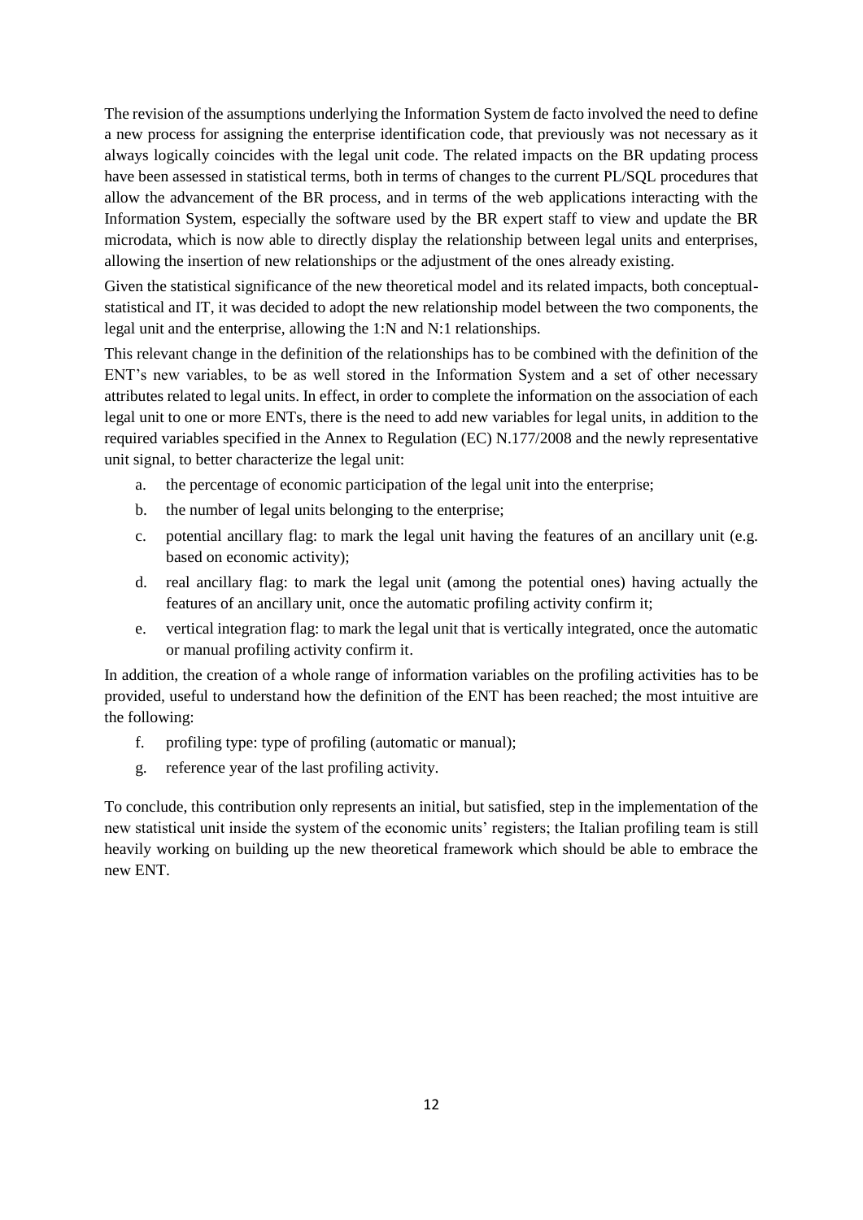The revision of the assumptions underlying the Information System de facto involved the need to define a new process for assigning the enterprise identification code, that previously was not necessary as it always logically coincides with the legal unit code. The related impacts on the BR updating process have been assessed in statistical terms, both in terms of changes to the current PL/SQL procedures that allow the advancement of the BR process, and in terms of the web applications interacting with the Information System, especially the software used by the BR expert staff to view and update the BR microdata, which is now able to directly display the relationship between legal units and enterprises, allowing the insertion of new relationships or the adjustment of the ones already existing.

Given the statistical significance of the new theoretical model and its related impacts, both conceptual-statistical and IT, it was decided to adopt the new relationship model between the two components, the legal unit and the enterprise, allowing the 1:N and N:1 relationships.

This relevant change in the definition of the relationships has to be combined with the definition of the ENT's new variables, to be as well stored in the Information System and a set of other necessary attributes related to legal units. In effect, in order to complete the information on the association of each legal unit to one or more ENTs, there is the need to add new variables for legal units, in addition to the required variables specified in the Annex to Regulation (EC) N.177/2008 and the newly representative unit signal, to better characterize the legal unit:

a. the percentage of economic participation of the legal unit into the enterprise;
b. the number of legal units belonging to the enterprise;
c. potential ancillary flag: to mark the legal unit having the features of an ancillary unit (e.g. based on economic activity);
d. real ancillary flag: to mark the legal unit (among the potential ones) having actually the features of an ancillary unit, once the automatic profiling activity confirm it;
e. vertical integration flag: to mark the legal unit that is vertically integrated, once the automatic or manual profiling activity confirm it.

In addition, the creation of a whole range of information variables on the profiling activities has to be provided, useful to understand how the definition of the ENT has been reached; the most intuitive are the following:

f. profiling type: type of profiling (automatic or manual);
g. reference year of the last profiling activity.

To conclude, this contribution only represents an initial, but satisfied, step in the implementation of the new statistical unit inside the system of the economic units' registers; the Italian profiling team is still heavily working on building up the new theoretical framework which should be able to embrace the new ENT.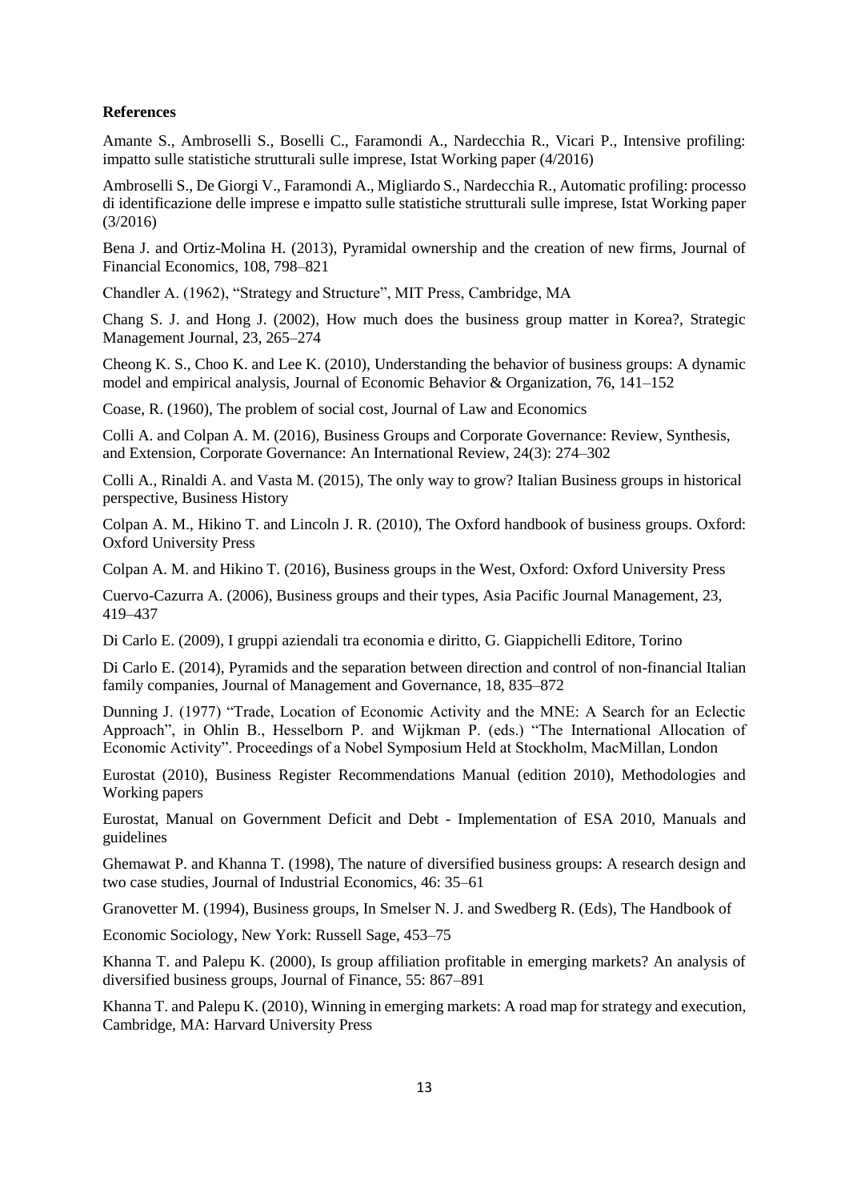**References**

Amante S., Ambroselli S., Boselli C., Faramondi A., Nardecchia R., Vicari P., Intensive profiling: impatto sulle statistiche strutturali sulle imprese, Istat Working paper (4/2016)

Ambroselli S., De Giorgi V., Faramondi A., Migliardo S., Nardecchia R., Automatic profiling: processo di identificazione delle imprese e impatto sulle statistiche strutturali sulle imprese, Istat Working paper (3/2016)

Bena J. and Ortiz-Molina H. (2013), Pyramidal ownership and the creation of new firms, Journal of Financial Economics, 108, 798–821

Chandler A. (1962), "Strategy and Structure", MIT Press, Cambridge, MA

Chang S. J. and Hong J. (2002), How much does the business group matter in Korea?, Strategic Management Journal, 23, 265–274

Cheong K. S., Choo K. and Lee K. (2010), Understanding the behavior of business groups: A dynamic model and empirical analysis, Journal of Economic Behavior & Organization, 76, 141–152

Coase, R. (1960), The problem of social cost, Journal of Law and Economics

Colli A. and Colpan A. M. (2016), Business Groups and Corporate Governance: Review, Synthesis, and Extension, Corporate Governance: An International Review, 24(3): 274–302

Colli A., Rinaldi A. and Vasta M. (2015), The only way to grow? Italian Business groups in historical perspective, Business History

Colpan A. M., Hikino T. and Lincoln J. R. (2010), The Oxford handbook of business groups. Oxford: Oxford University Press

Colpan A. M. and Hikino T. (2016), Business groups in the West, Oxford: Oxford University Press

Cuervo-Cazurra A. (2006), Business groups and their types, Asia Pacific Journal Management, 23, 419–437

Di Carlo E. (2009), I gruppi aziendali tra economia e diritto, G. Giappichelli Editore, Torino

Di Carlo E. (2014), Pyramids and the separation between direction and control of non-financial Italian family companies, Journal of Management and Governance, 18, 835–872

Dunning J. (1977) "Trade, Location of Economic Activity and the MNE: A Search for an Eclectic Approach", in Ohlin B., Hesselborn P. and Wijkman P. (eds.) "The International Allocation of Economic Activity". Proceedings of a Nobel Symposium Held at Stockholm, MacMillan, London

Eurostat (2010), Business Register Recommendations Manual (edition 2010), Methodologies and Working papers

Eurostat, Manual on Government Deficit and Debt - Implementation of ESA 2010, Manuals and guidelines

Ghemawat P. and Khanna T. (1998), The nature of diversified business groups: A research design and two case studies, Journal of Industrial Economics, 46: 35–61

Granovetter M. (1994), Business groups, In Smelser N. J. and Swedberg R. (Eds), The Handbook of Economic Sociology, New York: Russell Sage, 453–75

Khanna T. and Palepu K. (2000), Is group affiliation profitable in emerging markets? An analysis of diversified business groups, Journal of Finance, 55: 867–891

Khanna T. and Palepu K. (2010), Winning in emerging markets: A road map for strategy and execution, Cambridge, MA: Harvard University Press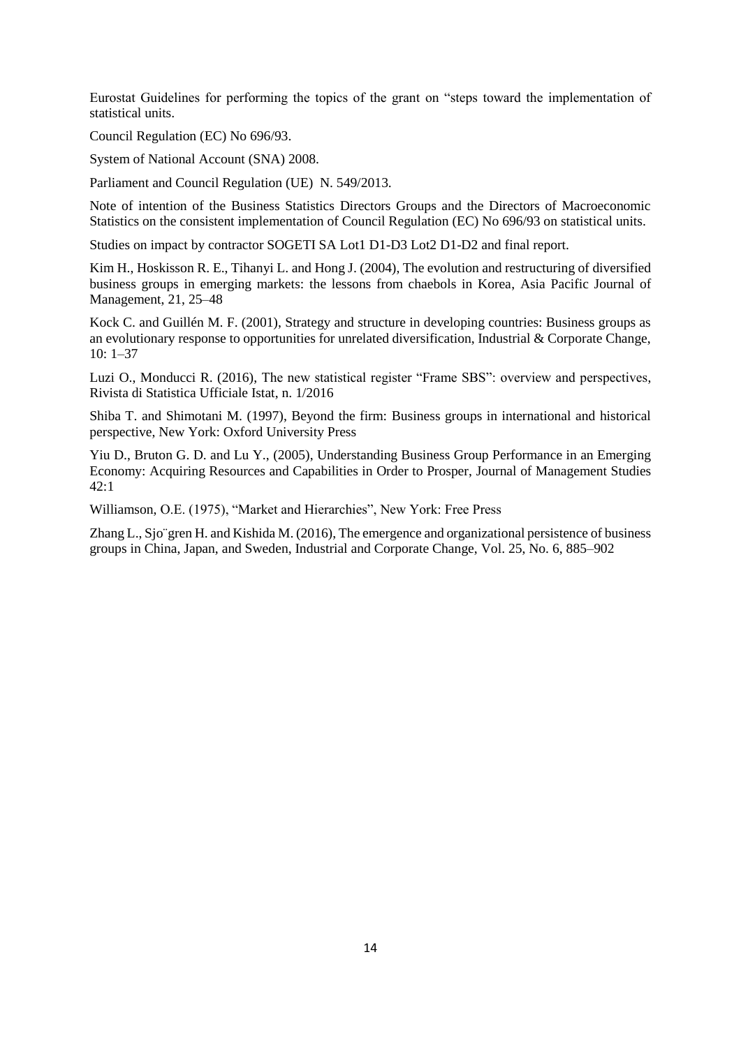Eurostat Guidelines for performing the topics of the grant on "steps toward the implementation of statistical units.

Council Regulation (EC) No 696/93.

System of National Account (SNA) 2008.

Parliament and Council Regulation (UE) N. 549/2013.

Note of intention of the Business Statistics Directors Groups and the Directors of Macroeconomic Statistics on the consistent implementation of Council Regulation (EC) No 696/93 on statistical units.

Studies on impact by contractor SOGETI SA Lot1 D1-D3 Lot2 D1-D2 and final report.

Kim H., Hoskisson R. E., Tihanyi L. and Hong J. (2004), The evolution and restructuring of diversified business groups in emerging markets: the lessons from chaebols in Korea, Asia Pacific Journal of Management, 21, 25–48

Kock C. and Guillén M. F. (2001), Strategy and structure in developing countries: Business groups as an evolutionary response to opportunities for unrelated diversification, Industrial & Corporate Change, 10: 1–37

Luzi O., Monducci R. (2016), The new statistical register "Frame SBS": overview and perspectives, Rivista di Statistica Ufficiale Istat, n. 1/2016

Shiba T. and Shimotani M. (1997), Beyond the firm: Business groups in international and historical perspective, New York: Oxford University Press

Yiu D., Bruton G. D. and Lu Y., (2005), Understanding Business Group Performance in an Emerging Economy: Acquiring Resources and Capabilities in Order to Prosper, Journal of Management Studies 42:1

Williamson, O.E. (1975), "Market and Hierarchies", New York: Free Press

Zhang L., Sjo¨gren H. and Kishida M. (2016), The emergence and organizational persistence of business groups in China, Japan, and Sweden, Industrial and Corporate Change, Vol. 25, No. 6, 885–902